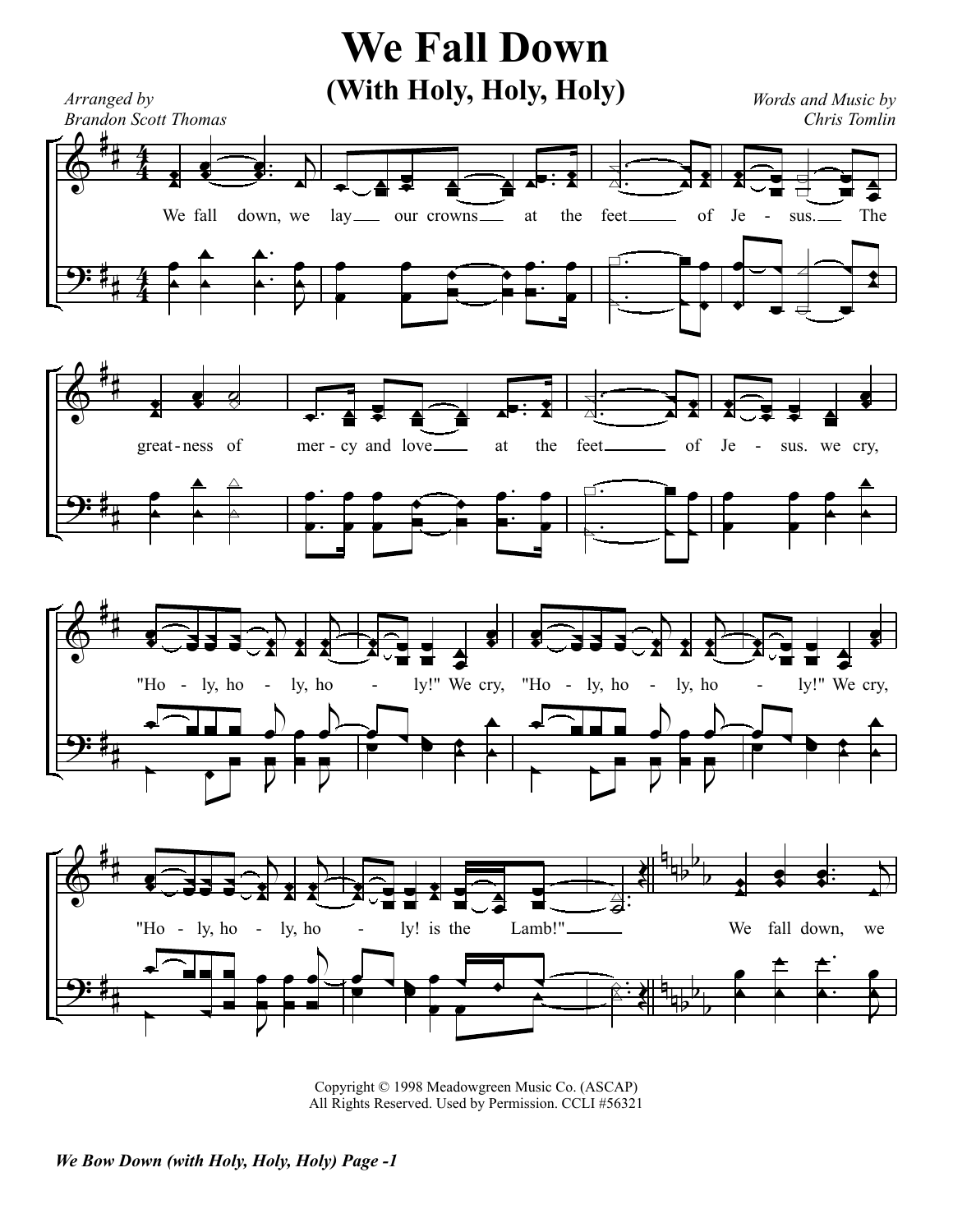# We Fall Down
## (With Holy, Holy, Holy)

*Arranged by*
*Brandon Scott Thomas*

*Words and Music by*
*Chris Tomlin*

We fall down, we lay our crowns at the feet of Je - sus. The great - ness of mer - cy and love at the feet of Je - sus. we cry, "Ho - ly, ho - ly, ho - ly!" We cry, "Ho - ly, ho - ly, ho - ly!" We cry, "Ho - ly, ho - ly, ho - ly! is the Lamb!" We fall down, we

Copyright © 1998 Meadowgreen Music Co. (ASCAP)
All Rights Reserved. Used by Permission. CCLI #56321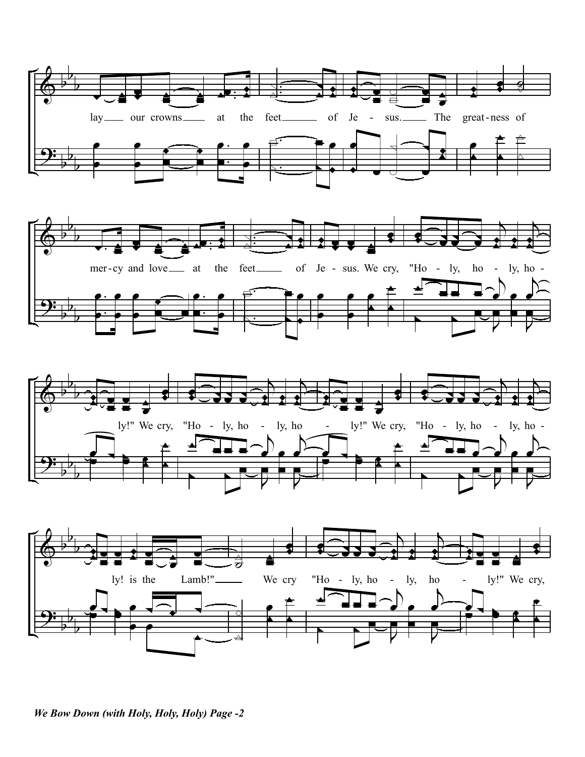lay __ our crowns __ at the feet __ of Je - sus. __ The great - ness of

mer - cy and love __ at the feet __ of Je - sus. We cry, "Ho - ly, ho - ly, ho -

ly!" We cry, "Ho - ly, ho - ly, ho - ly!" We cry, "Ho - ly, ho - ly, ho -

ly! is the Lamb!" __ We cry "Ho - ly, ho - ly, ho - ly!" We cry,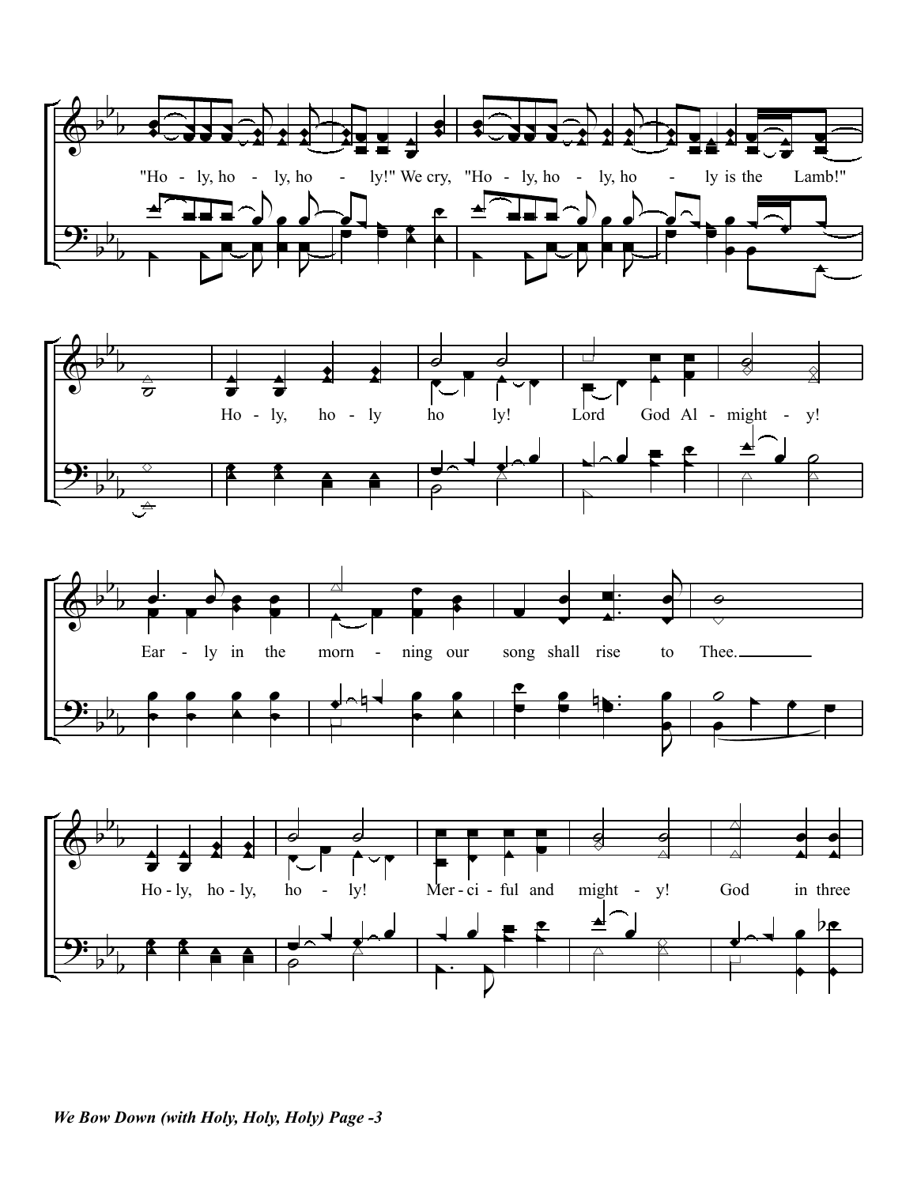"Ho - ly, ho - ly, ho - ly!" We cry, "Ho - ly, ho - ly, ho - ly is the Lamb!"

Ho - ly, ho - ly ho ly! Lord God Al - might - y!

Ear - ly in the morn - ning our song shall rise to Thee.

Ho - ly, ho - ly, ho - ly! Mer - ci - ful and might - y! God in three

*We Bow Down (with Holy, Holy, Holy) Page -3*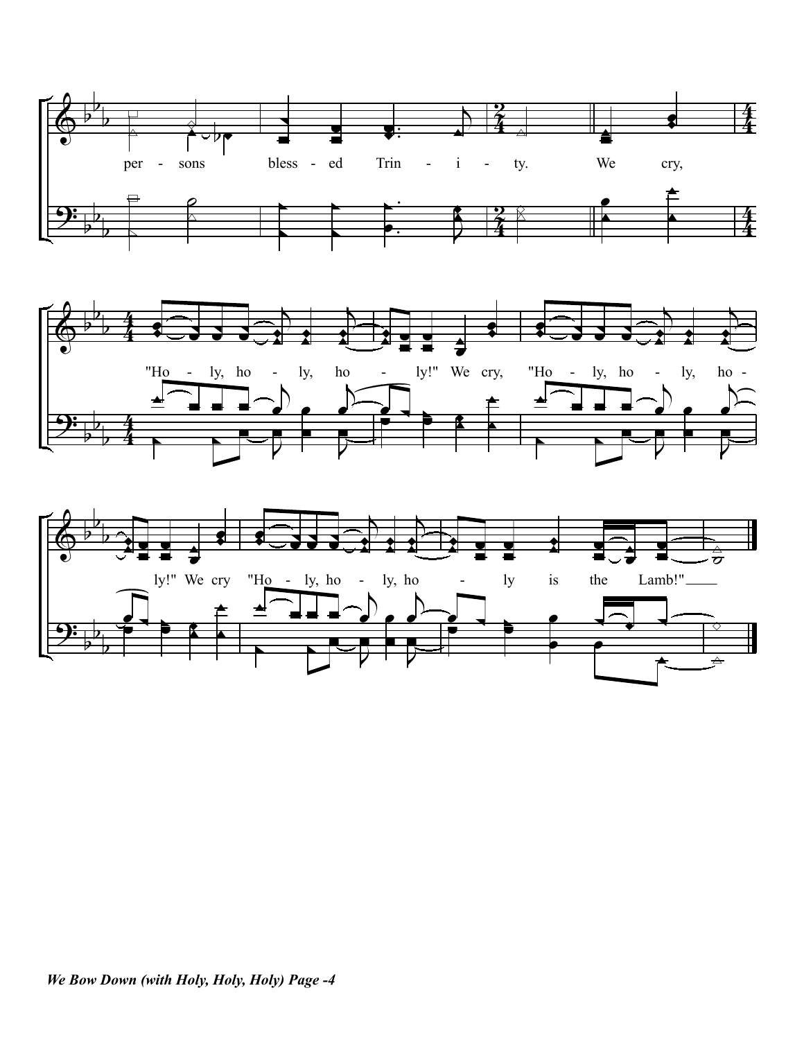per - sons bless - ed Trin - i - ty. We cry,

"Ho - ly, ho - ly, ho - ly!" We cry, "Ho - ly, ho - ly, ho -

ly!" We cry "Ho - ly, ho - ly, ho - ly is the Lamb!"